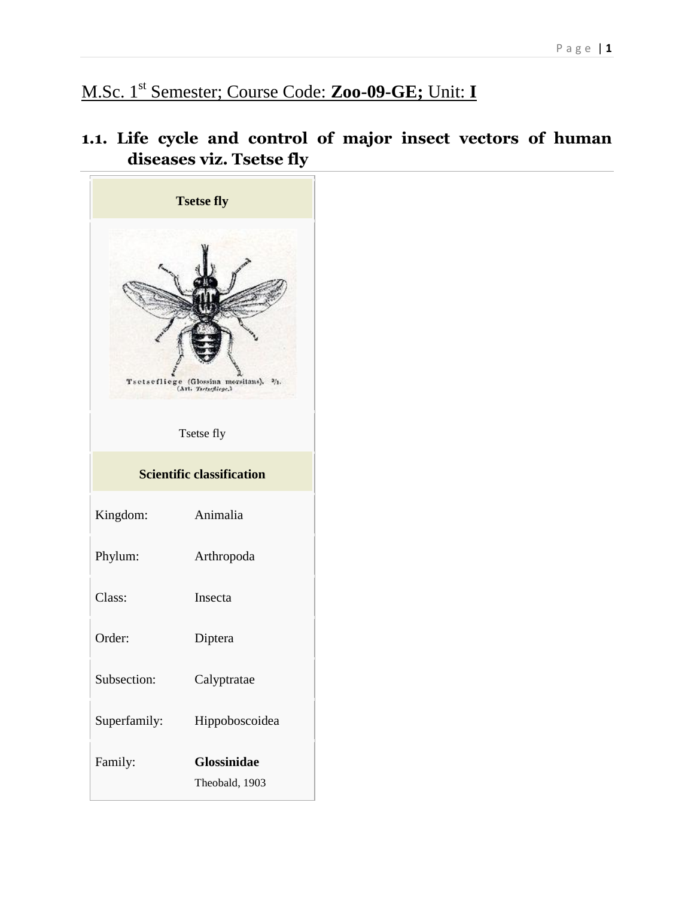M.Sc. 1st Semester; Course Code: **Zoo-09-GE;** Unit: **I**

## 1.1. Life cycle and control of major insect vectors of human diseases viz. Tsetse fly

| **Tsetse fly** | |
|---|---|
| Tsetse fly | |
| **Scientific classification** | |
| Kingdom: | Animalia |
| Phylum: | Arthropoda |
| Class: | Insecta |
| Order: | Diptera |
| Subsection: | Calyptratae |
| Superfamily: | Hippoboscoidea |
| Family: | **Glossinidae** Theobald, 1903 |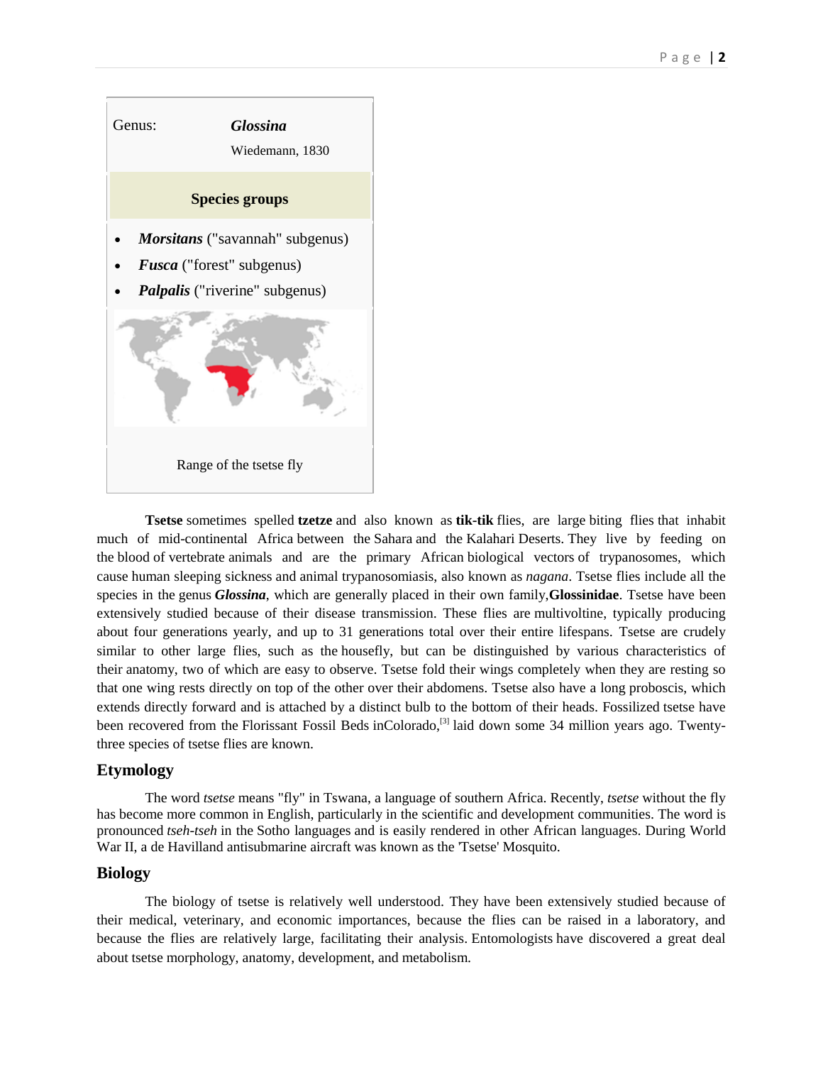| Genus: | ***Glossina*** Wiedemann, 1830 |
| --- | --- |

**Species groups**

- ***Morsitans*** ("savannah" subgenus)
- ***Fusca*** ("forest" subgenus)
- ***Palpalis*** ("riverine" subgenus)

Range of the tsetse fly

**Tsetse** sometimes spelled **tzetze** and also known as **tik-tik** flies, are large biting flies that inhabit much of mid-continental Africa between the Sahara and the Kalahari Deserts. They live by feeding on the blood of vertebrate animals and are the primary African biological vectors of trypanosomes, which cause human sleeping sickness and animal trypanosomiasis, also known as *nagana*. Tsetse flies include all the species in the genus ***Glossina***, which are generally placed in their own family,**Glossinidae**. Tsetse have been extensively studied because of their disease transmission. These flies are multivoltine, typically producing about four generations yearly, and up to 31 generations total over their entire lifespans. Tsetse are crudely similar to other large flies, such as the housefly, but can be distinguished by various characteristics of their anatomy, two of which are easy to observe. Tsetse fold their wings completely when they are resting so that one wing rests directly on top of the other over their abdomens. Tsetse also have a long proboscis, which extends directly forward and is attached by a distinct bulb to the bottom of their heads. Fossilized tsetse have been recovered from the Florissant Fossil Beds inColorado,[3] laid down some 34 million years ago. Twenty-three species of tsetse flies are known.

## Etymology

The word *tsetse* means "fly" in Tswana, a language of southern Africa. Recently, *tsetse* without the fly has become more common in English, particularly in the scientific and development communities. The word is pronounced *tseh-tseh* in the Sotho languages and is easily rendered in other African languages. During World War II, a de Havilland antisubmarine aircraft was known as the 'Tsetse' Mosquito.

## Biology

The biology of tsetse is relatively well understood. They have been extensively studied because of their medical, veterinary, and economic importances, because the flies can be raised in a laboratory, and because the flies are relatively large, facilitating their analysis. Entomologists have discovered a great deal about tsetse morphology, anatomy, development, and metabolism.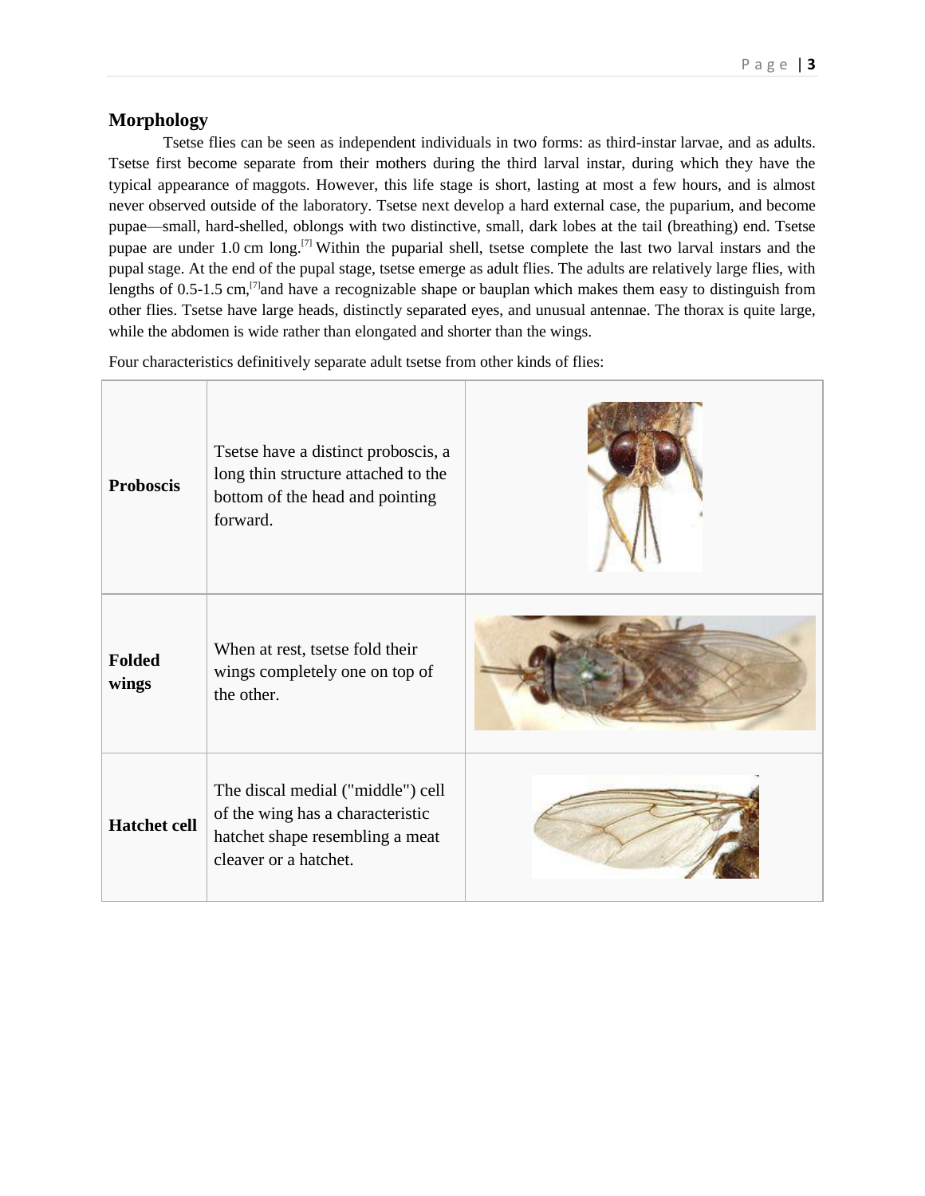## Morphology

Tsetse flies can be seen as independent individuals in two forms: as third-instar larvae, and as adults. Tsetse first become separate from their mothers during the third larval instar, during which they have the typical appearance of maggots. However, this life stage is short, lasting at most a few hours, and is almost never observed outside of the laboratory. Tsetse next develop a hard external case, the puparium, and become pupae—small, hard-shelled, oblongs with two distinctive, small, dark lobes at the tail (breathing) end. Tsetse pupae are under 1.0 cm long.[7] Within the puparial shell, tsetse complete the last two larval instars and the pupal stage. At the end of the pupal stage, tsetse emerge as adult flies. The adults are relatively large flies, with lengths of 0.5-1.5 cm,[7]and have a recognizable shape or bauplan which makes them easy to distinguish from other flies. Tsetse have large heads, distinctly separated eyes, and unusual antennae. The thorax is quite large, while the abdomen is wide rather than elongated and shorter than the wings.

Four characteristics definitively separate adult tsetse from other kinds of flies:

| | | |
|---|---|---|
| **Proboscis** | Tsetse have a distinct proboscis, a long thin structure attached to the bottom of the head and pointing forward. | |
| **Folded wings** | When at rest, tsetse fold their wings completely one on top of the other. | |
| **Hatchet cell** | The discal medial ("middle") cell of the wing has a characteristic hatchet shape resembling a meat cleaver or a hatchet. | |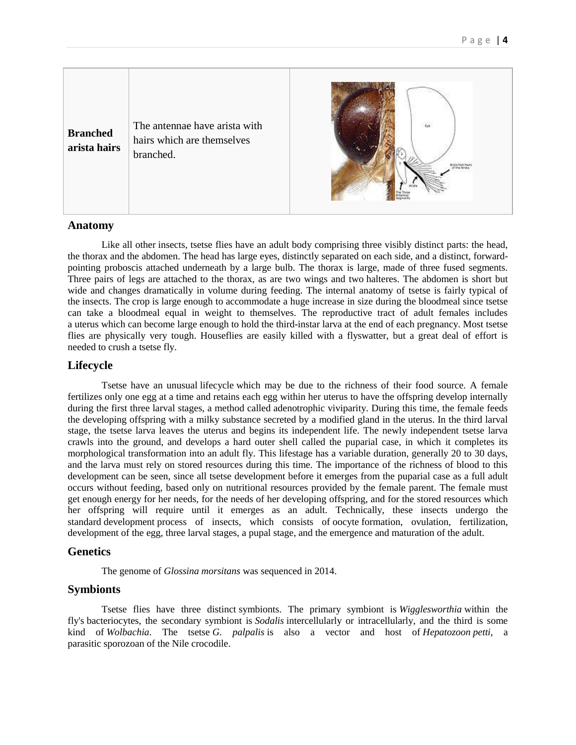| Branched arista hairs | The antennae have arista with hairs which are themselves branched. | |
|---|---|---|

## Anatomy

Like all other insects, tsetse flies have an adult body comprising three visibly distinct parts: the head, the thorax and the abdomen. The head has large eyes, distinctly separated on each side, and a distinct, forward-pointing proboscis attached underneath by a large bulb. The thorax is large, made of three fused segments. Three pairs of legs are attached to the thorax, as are two wings and two halteres. The abdomen is short but wide and changes dramatically in volume during feeding. The internal anatomy of tsetse is fairly typical of the insects. The crop is large enough to accommodate a huge increase in size during the bloodmeal since tsetse can take a bloodmeal equal in weight to themselves. The reproductive tract of adult females includes a uterus which can become large enough to hold the third-instar larva at the end of each pregnancy. Most tsetse flies are physically very tough. Houseflies are easily killed with a flyswatter, but a great deal of effort is needed to crush a tsetse fly.

## Lifecycle

Tsetse have an unusual lifecycle which may be due to the richness of their food source. A female fertilizes only one egg at a time and retains each egg within her uterus to have the offspring develop internally during the first three larval stages, a method called adenotrophic viviparity. During this time, the female feeds the developing offspring with a milky substance secreted by a modified gland in the uterus. In the third larval stage, the tsetse larva leaves the uterus and begins its independent life. The newly independent tsetse larva crawls into the ground, and develops a hard outer shell called the puparial case, in which it completes its morphological transformation into an adult fly. This lifestage has a variable duration, generally 20 to 30 days, and the larva must rely on stored resources during this time. The importance of the richness of blood to this development can be seen, since all tsetse development before it emerges from the puparial case as a full adult occurs without feeding, based only on nutritional resources provided by the female parent. The female must get enough energy for her needs, for the needs of her developing offspring, and for the stored resources which her offspring will require until it emerges as an adult. Technically, these insects undergo the standard development process of insects, which consists of oocyte formation, ovulation, fertilization, development of the egg, three larval stages, a pupal stage, and the emergence and maturation of the adult.

## Genetics

The genome of *Glossina morsitans* was sequenced in 2014.

## Symbionts

Tsetse flies have three distinct symbionts. The primary symbiont is *Wigglesworthia* within the fly's bacteriocytes, the secondary symbiont is *Sodalis* intercellularly or intracellularly, and the third is some kind of *Wolbachia*. The tsetse *G. palpalis* is also a vector and host of *Hepatozoon petti*, a parasitic sporozoan of the Nile crocodile.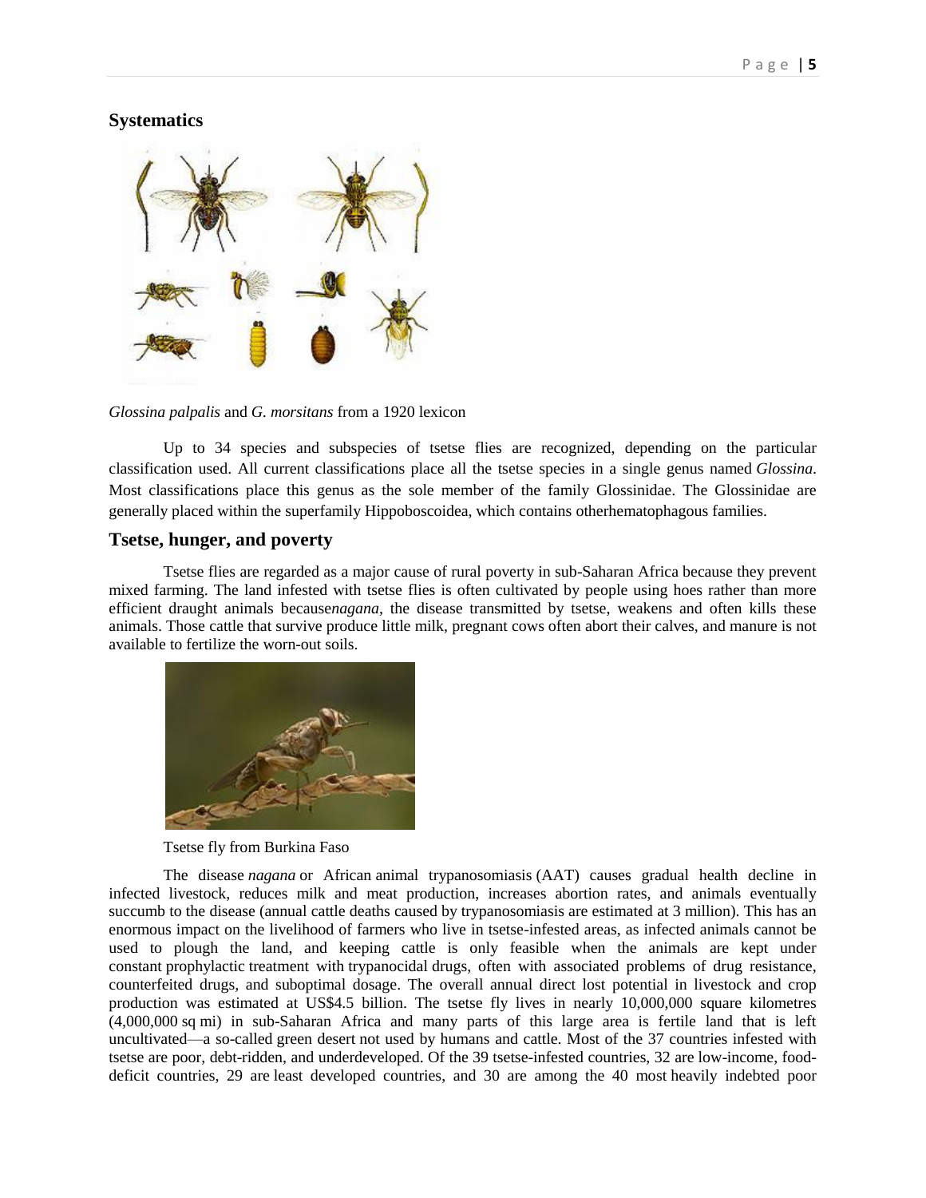## Systematics

*Glossina palpalis* and *G. morsitans* from a 1920 lexicon

Up to 34 species and subspecies of tsetse flies are recognized, depending on the particular classification used. All current classifications place all the tsetse species in a single genus named *Glossina*. Most classifications place this genus as the sole member of the family Glossinidae. The Glossinidae are generally placed within the superfamily Hippoboscoidea, which contains otherhematophagous families.

## Tsetse, hunger, and poverty

Tsetse flies are regarded as a major cause of rural poverty in sub-Saharan Africa because they prevent mixed farming. The land infested with tsetse flies is often cultivated by people using hoes rather than more efficient draught animals because*nagana*, the disease transmitted by tsetse, weakens and often kills these animals. Those cattle that survive produce little milk, pregnant cows often abort their calves, and manure is not available to fertilize the worn-out soils.

Tsetse fly from Burkina Faso

The disease *nagana* or African animal trypanosomiasis (AAT) causes gradual health decline in infected livestock, reduces milk and meat production, increases abortion rates, and animals eventually succumb to the disease (annual cattle deaths caused by trypanosomiasis are estimated at 3 million). This has an enormous impact on the livelihood of farmers who live in tsetse-infested areas, as infected animals cannot be used to plough the land, and keeping cattle is only feasible when the animals are kept under constant prophylactic treatment with trypanocidal drugs, often with associated problems of drug resistance, counterfeited drugs, and suboptimal dosage. The overall annual direct lost potential in livestock and crop production was estimated at US$4.5 billion. The tsetse fly lives in nearly 10,000,000 square kilometres (4,000,000 sq mi) in sub-Saharan Africa and many parts of this large area is fertile land that is left uncultivated—a so-called green desert not used by humans and cattle. Most of the 37 countries infested with tsetse are poor, debt-ridden, and underdeveloped. Of the 39 tsetse-infested countries, 32 are low-income, food-deficit countries, 29 are least developed countries, and 30 are among the 40 most heavily indebted poor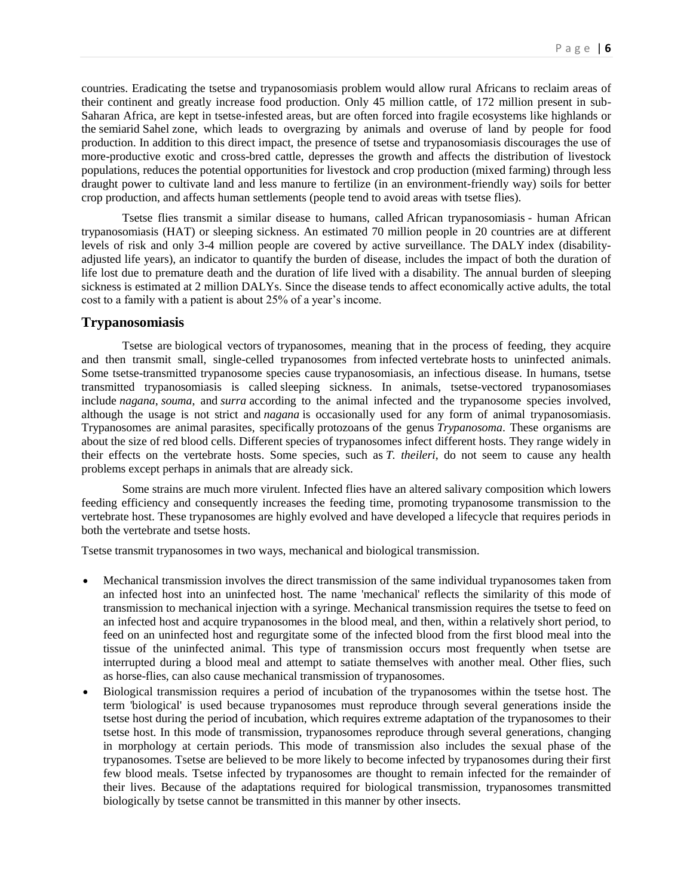countries. Eradicating the tsetse and trypanosomiasis problem would allow rural Africans to reclaim areas of their continent and greatly increase food production. Only 45 million cattle, of 172 million present in sub-Saharan Africa, are kept in tsetse-infested areas, but are often forced into fragile ecosystems like highlands or the semiarid Sahel zone, which leads to overgrazing by animals and overuse of land by people for food production. In addition to this direct impact, the presence of tsetse and trypanosomiasis discourages the use of more-productive exotic and cross-bred cattle, depresses the growth and affects the distribution of livestock populations, reduces the potential opportunities for livestock and crop production (mixed farming) through less draught power to cultivate land and less manure to fertilize (in an environment-friendly way) soils for better crop production, and affects human settlements (people tend to avoid areas with tsetse flies).

Tsetse flies transmit a similar disease to humans, called African trypanosomiasis - human African trypanosomiasis (HAT) or sleeping sickness. An estimated 70 million people in 20 countries are at different levels of risk and only 3-4 million people are covered by active surveillance. The DALY index (disability-adjusted life years), an indicator to quantify the burden of disease, includes the impact of both the duration of life lost due to premature death and the duration of life lived with a disability. The annual burden of sleeping sickness is estimated at 2 million DALYs. Since the disease tends to affect economically active adults, the total cost to a family with a patient is about 25% of a year's income.

## Trypanosomiasis

Tsetse are biological vectors of trypanosomes, meaning that in the process of feeding, they acquire and then transmit small, single-celled trypanosomes from infected vertebrate hosts to uninfected animals. Some tsetse-transmitted trypanosome species cause trypanosomiasis, an infectious disease. In humans, tsetse transmitted trypanosomiasis is called sleeping sickness. In animals, tsetse-vectored trypanosomiases include *nagana*, *souma*, and *surra* according to the animal infected and the trypanosome species involved, although the usage is not strict and *nagana* is occasionally used for any form of animal trypanosomiasis. Trypanosomes are animal parasites, specifically protozoans of the genus *Trypanosoma*. These organisms are about the size of red blood cells. Different species of trypanosomes infect different hosts. They range widely in their effects on the vertebrate hosts. Some species, such as *T. theileri*, do not seem to cause any health problems except perhaps in animals that are already sick.

Some strains are much more virulent. Infected flies have an altered salivary composition which lowers feeding efficiency and consequently increases the feeding time, promoting trypanosome transmission to the vertebrate host. These trypanosomes are highly evolved and have developed a lifecycle that requires periods in both the vertebrate and tsetse hosts.

Tsetse transmit trypanosomes in two ways, mechanical and biological transmission.

- Mechanical transmission involves the direct transmission of the same individual trypanosomes taken from an infected host into an uninfected host. The name 'mechanical' reflects the similarity of this mode of transmission to mechanical injection with a syringe. Mechanical transmission requires the tsetse to feed on an infected host and acquire trypanosomes in the blood meal, and then, within a relatively short period, to feed on an uninfected host and regurgitate some of the infected blood from the first blood meal into the tissue of the uninfected animal. This type of transmission occurs most frequently when tsetse are interrupted during a blood meal and attempt to satiate themselves with another meal. Other flies, such as horse-flies, can also cause mechanical transmission of trypanosomes.
- Biological transmission requires a period of incubation of the trypanosomes within the tsetse host. The term 'biological' is used because trypanosomes must reproduce through several generations inside the tsetse host during the period of incubation, which requires extreme adaptation of the trypanosomes to their tsetse host. In this mode of transmission, trypanosomes reproduce through several generations, changing in morphology at certain periods. This mode of transmission also includes the sexual phase of the trypanosomes. Tsetse are believed to be more likely to become infected by trypanosomes during their first few blood meals. Tsetse infected by trypanosomes are thought to remain infected for the remainder of their lives. Because of the adaptations required for biological transmission, trypanosomes transmitted biologically by tsetse cannot be transmitted in this manner by other insects.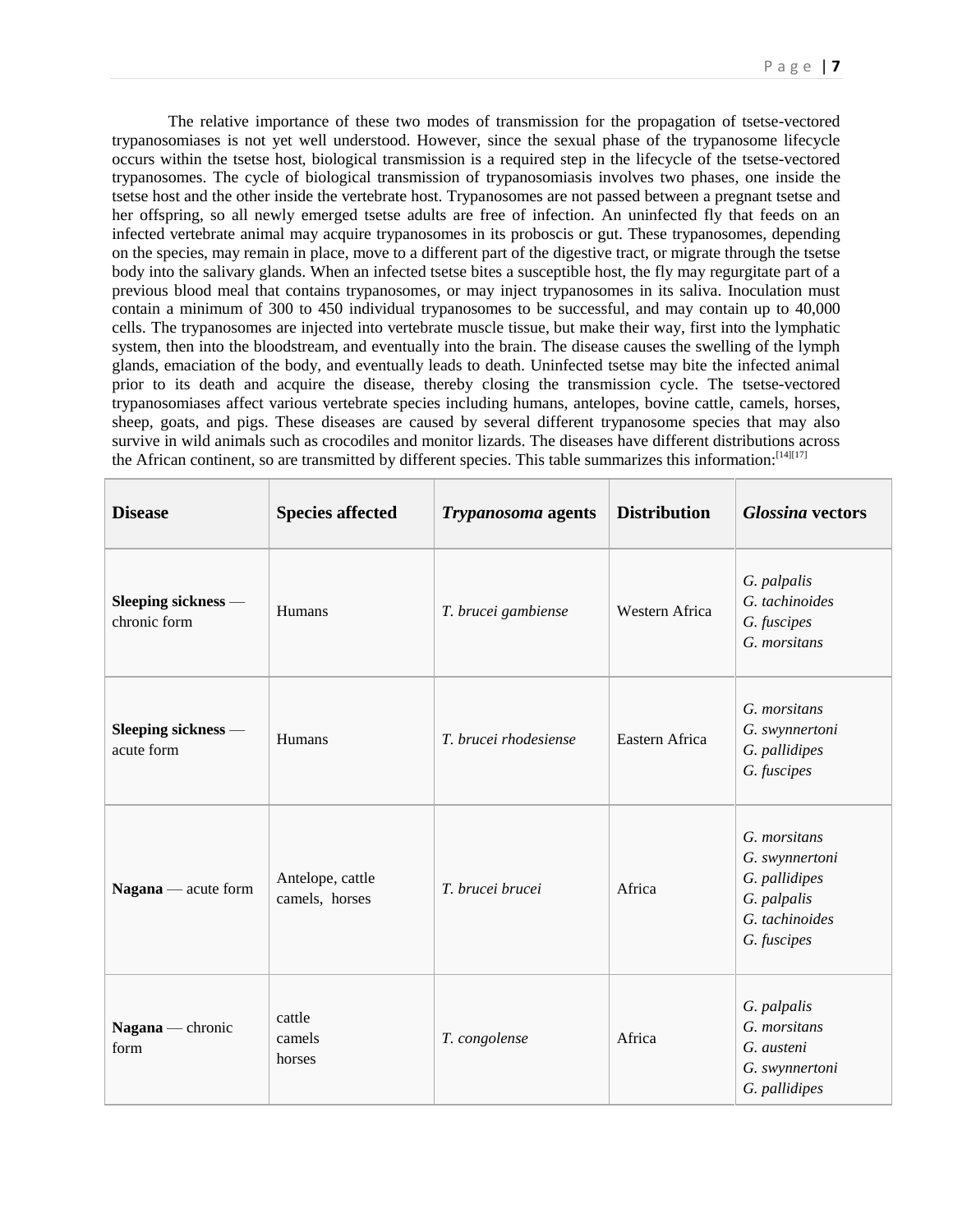The relative importance of these two modes of transmission for the propagation of tsetse-vectored trypanosomiases is not yet well understood. However, since the sexual phase of the trypanosome lifecycle occurs within the tsetse host, biological transmission is a required step in the lifecycle of the tsetse-vectored trypanosomes. The cycle of biological transmission of trypanosomiasis involves two phases, one inside the tsetse host and the other inside the vertebrate host. Trypanosomes are not passed between a pregnant tsetse and her offspring, so all newly emerged tsetse adults are free of infection. An uninfected fly that feeds on an infected vertebrate animal may acquire trypanosomes in its proboscis or gut. These trypanosomes, depending on the species, may remain in place, move to a different part of the digestive tract, or migrate through the tsetse body into the salivary glands. When an infected tsetse bites a susceptible host, the fly may regurgitate part of a previous blood meal that contains trypanosomes, or may inject trypanosomes in its saliva. Inoculation must contain a minimum of 300 to 450 individual trypanosomes to be successful, and may contain up to 40,000 cells. The trypanosomes are injected into vertebrate muscle tissue, but make their way, first into the lymphatic system, then into the bloodstream, and eventually into the brain. The disease causes the swelling of the lymph glands, emaciation of the body, and eventually leads to death. Uninfected tsetse may bite the infected animal prior to its death and acquire the disease, thereby closing the transmission cycle. The tsetse-vectored trypanosomiases affect various vertebrate species including humans, antelopes, bovine cattle, camels, horses, sheep, goats, and pigs. These diseases are caused by several different trypanosome species that may also survive in wild animals such as crocodiles and monitor lizards. The diseases have different distributions across the African continent, so are transmitted by different species. This table summarizes this information:[14][17]

| Disease | Species affected | *Trypanosoma* agents | Distribution | *Glossina* vectors |
|---|---|---|---|---|
| **Sleeping sickness** — chronic form | Humans | *T. brucei gambiense* | Western Africa | *G. palpalis*<br>*G. tachinoides*<br>*G. fuscipes*<br>*G. morsitans* |
| **Sleeping sickness** — acute form | Humans | *T. brucei rhodesiense* | Eastern Africa | *G. morsitans*<br>*G. swynnertoni*<br>*G. pallidipes*<br>*G. fuscipes* |
| **Nagana** — acute form | Antelope, cattle camels, horses | *T. brucei brucei* | Africa | *G. morsitans*<br>*G. swynnertoni*<br>*G. pallidipes*<br>*G. palpalis*<br>*G. tachinoides*<br>*G. fuscipes* |
| **Nagana** — chronic form | cattle<br>camels<br>horses | *T. congolense* | Africa | *G. palpalis*<br>*G. morsitans*<br>*G. austeni*<br>*G. swynnertoni*<br>*G. pallidipes* |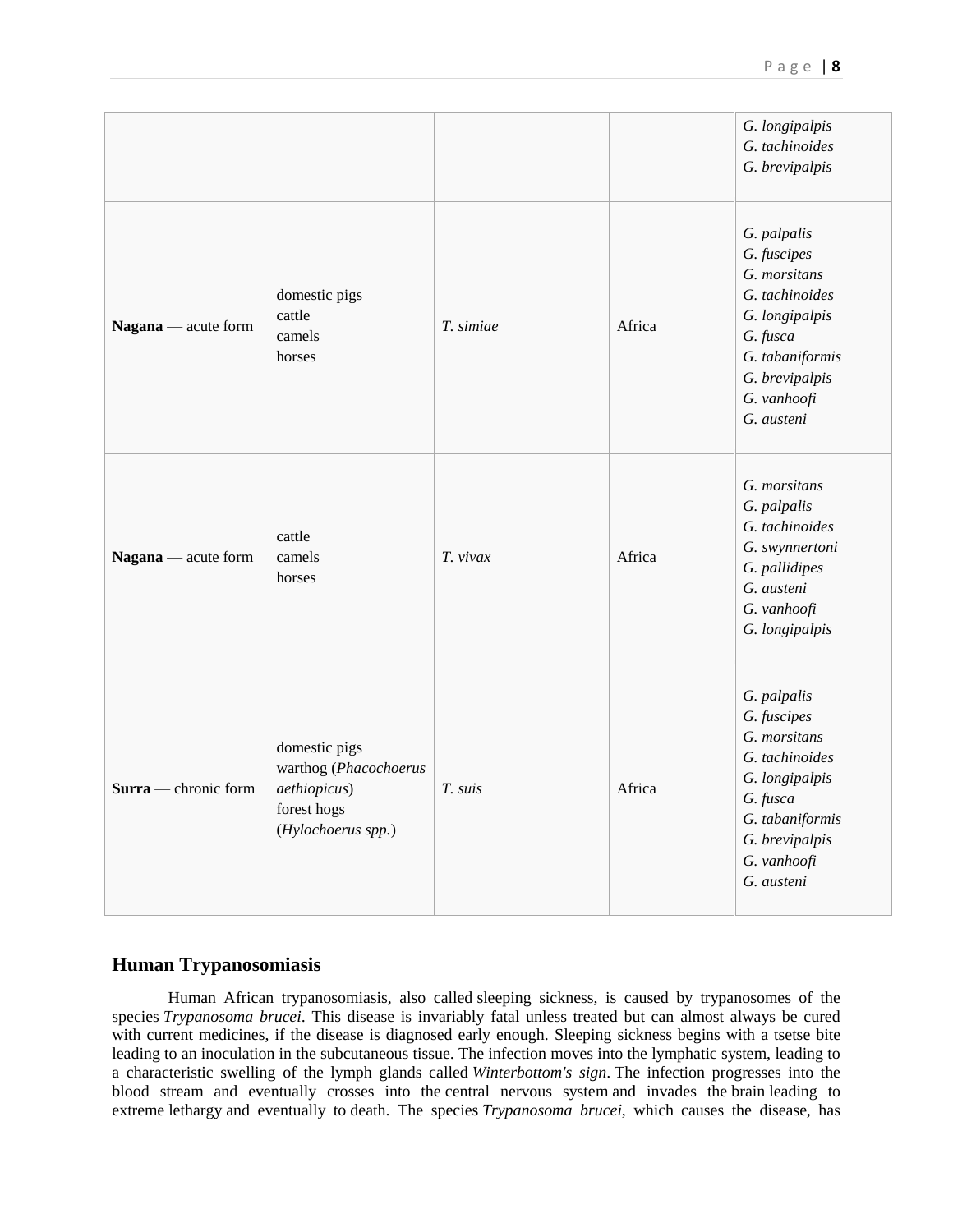| | | | | |
|---|---|---|---|---|
| | | | | *G. longipalpis*<br>*G. tachinoides*<br>*G. brevipalpis* |
| **Nagana** — acute form | domestic pigs<br>cattle<br>camels<br>horses | *T. simiae* | Africa | *G. palpalis*<br>*G. fuscipes*<br>*G. morsitans*<br>*G. tachinoides*<br>*G. longipalpis*<br>*G. fusca*<br>*G. tabaniformis*<br>*G. brevipalpis*<br>*G. vanhoofi*<br>*G. austeni* |
| **Nagana** — acute form | cattle<br>camels<br>horses | *T. vivax* | Africa | *G. morsitans*<br>*G. palpalis*<br>*G. tachinoides*<br>*G. swynnertoni*<br>*G. pallidipes*<br>*G. austeni*<br>*G. vanhoofi*<br>*G. longipalpis* |
| **Surra** — chronic form | domestic pigs<br>warthog (*Phacochoerus aethiopicus*)<br>forest hogs<br>(*Hylochoerus spp.*) | *T. suis* | Africa | *G. palpalis*<br>*G. fuscipes*<br>*G. morsitans*<br>*G. tachinoides*<br>*G. longipalpis*<br>*G. fusca*<br>*G. tabaniformis*<br>*G. brevipalpis*<br>*G. vanhoofi*<br>*G. austeni* |

## Human Trypanosomiasis

Human African trypanosomiasis, also called sleeping sickness, is caused by trypanosomes of the species *Trypanosoma brucei*. This disease is invariably fatal unless treated but can almost always be cured with current medicines, if the disease is diagnosed early enough. Sleeping sickness begins with a tsetse bite leading to an inoculation in the subcutaneous tissue. The infection moves into the lymphatic system, leading to a characteristic swelling of the lymph glands called *Winterbottom's sign*. The infection progresses into the blood stream and eventually crosses into the central nervous system and invades the brain leading to extreme lethargy and eventually to death. The species *Trypanosoma brucei*, which causes the disease, has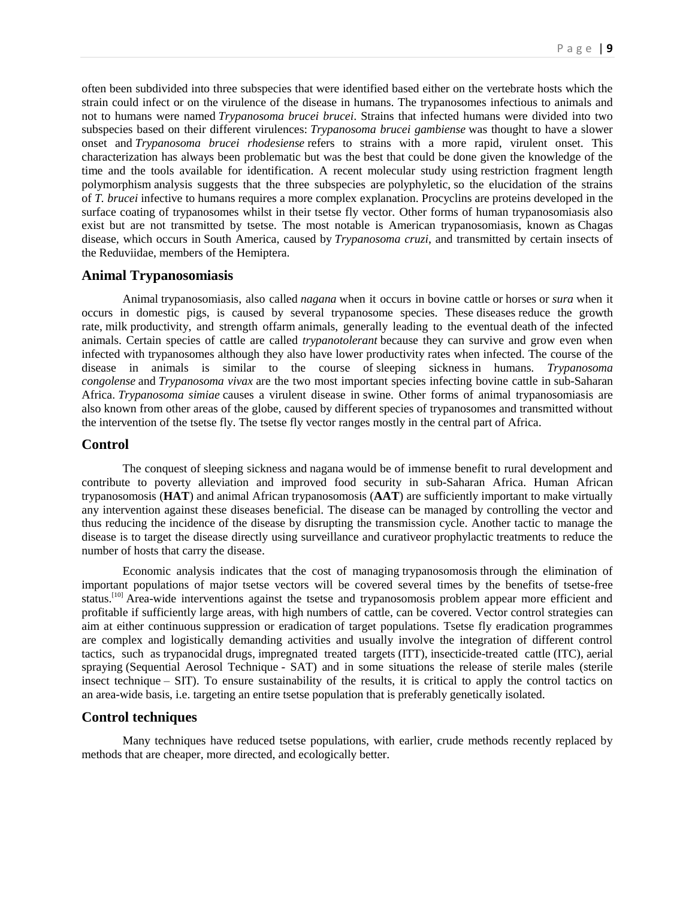often been subdivided into three subspecies that were identified based either on the vertebrate hosts which the strain could infect or on the virulence of the disease in humans. The trypanosomes infectious to animals and not to humans were named *Trypanosoma brucei brucei*. Strains that infected humans were divided into two subspecies based on their different virulences: *Trypanosoma brucei gambiense* was thought to have a slower onset and *Trypanosoma brucei rhodesiense* refers to strains with a more rapid, virulent onset. This characterization has always been problematic but was the best that could be done given the knowledge of the time and the tools available for identification. A recent molecular study using restriction fragment length polymorphism analysis suggests that the three subspecies are polyphyletic, so the elucidation of the strains of *T. brucei* infective to humans requires a more complex explanation. Procyclins are proteins developed in the surface coating of trypanosomes whilst in their tsetse fly vector. Other forms of human trypanosomiasis also exist but are not transmitted by tsetse. The most notable is American trypanosomiasis, known as Chagas disease, which occurs in South America, caused by *Trypanosoma cruzi*, and transmitted by certain insects of the Reduviidae, members of the Hemiptera.

## Animal Trypanosomiasis

Animal trypanosomiasis, also called *nagana* when it occurs in bovine cattle or horses or *sura* when it occurs in domestic pigs, is caused by several trypanosome species. These diseases reduce the growth rate, milk productivity, and strength offarm animals, generally leading to the eventual death of the infected animals. Certain species of cattle are called *trypanotolerant* because they can survive and grow even when infected with trypanosomes although they also have lower productivity rates when infected. The course of the disease in animals is similar to the course of sleeping sickness in humans. *Trypanosoma congolense* and *Trypanosoma vivax* are the two most important species infecting bovine cattle in sub-Saharan Africa. *Trypanosoma simiae* causes a virulent disease in swine. Other forms of animal trypanosomiasis are also known from other areas of the globe, caused by different species of trypanosomes and transmitted without the intervention of the tsetse fly. The tsetse fly vector ranges mostly in the central part of Africa.

## Control

The conquest of sleeping sickness and nagana would be of immense benefit to rural development and contribute to poverty alleviation and improved food security in sub-Saharan Africa. Human African trypanosomosis (**HAT**) and animal African trypanosomosis (**AAT**) are sufficiently important to make virtually any intervention against these diseases beneficial. The disease can be managed by controlling the vector and thus reducing the incidence of the disease by disrupting the transmission cycle. Another tactic to manage the disease is to target the disease directly using surveillance and curativeor prophylactic treatments to reduce the number of hosts that carry the disease.

Economic analysis indicates that the cost of managing trypanosomosis through the elimination of important populations of major tsetse vectors will be covered several times by the benefits of tsetse-free status.[10] Area-wide interventions against the tsetse and trypanosomosis problem appear more efficient and profitable if sufficiently large areas, with high numbers of cattle, can be covered. Vector control strategies can aim at either continuous suppression or eradication of target populations. Tsetse fly eradication programmes are complex and logistically demanding activities and usually involve the integration of different control tactics, such as trypanocidal drugs, impregnated treated targets (ITT), insecticide-treated cattle (ITC), aerial spraying (Sequential Aerosol Technique - SAT) and in some situations the release of sterile males (sterile insect technique – SIT). To ensure sustainability of the results, it is critical to apply the control tactics on an area-wide basis, i.e. targeting an entire tsetse population that is preferably genetically isolated.

## Control techniques

Many techniques have reduced tsetse populations, with earlier, crude methods recently replaced by methods that are cheaper, more directed, and ecologically better.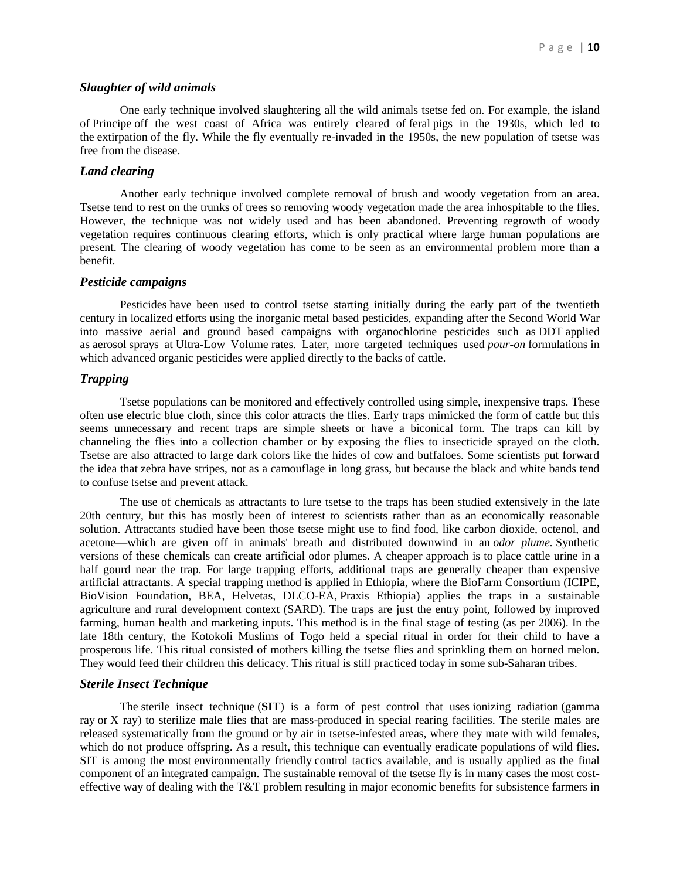### *Slaughter of wild animals*

One early technique involved slaughtering all the wild animals tsetse fed on. For example, the island of Principe off the west coast of Africa was entirely cleared of feral pigs in the 1930s, which led to the extirpation of the fly. While the fly eventually re-invaded in the 1950s, the new population of tsetse was free from the disease.

### *Land clearing*

Another early technique involved complete removal of brush and woody vegetation from an area. Tsetse tend to rest on the trunks of trees so removing woody vegetation made the area inhospitable to the flies. However, the technique was not widely used and has been abandoned. Preventing regrowth of woody vegetation requires continuous clearing efforts, which is only practical where large human populations are present. The clearing of woody vegetation has come to be seen as an environmental problem more than a benefit.

### *Pesticide campaigns*

Pesticides have been used to control tsetse starting initially during the early part of the twentieth century in localized efforts using the inorganic metal based pesticides, expanding after the Second World War into massive aerial and ground based campaigns with organochlorine pesticides such as DDT applied as aerosol sprays at Ultra-Low Volume rates. Later, more targeted techniques used *pour-on* formulations in which advanced organic pesticides were applied directly to the backs of cattle.

### *Trapping*

Tsetse populations can be monitored and effectively controlled using simple, inexpensive traps. These often use electric blue cloth, since this color attracts the flies. Early traps mimicked the form of cattle but this seems unnecessary and recent traps are simple sheets or have a biconical form. The traps can kill by channeling the flies into a collection chamber or by exposing the flies to insecticide sprayed on the cloth. Tsetse are also attracted to large dark colors like the hides of cow and buffaloes. Some scientists put forward the idea that zebra have stripes, not as a camouflage in long grass, but because the black and white bands tend to confuse tsetse and prevent attack.

The use of chemicals as attractants to lure tsetse to the traps has been studied extensively in the late 20th century, but this has mostly been of interest to scientists rather than as an economically reasonable solution. Attractants studied have been those tsetse might use to find food, like carbon dioxide, octenol, and acetone—which are given off in animals' breath and distributed downwind in an *odor plume*. Synthetic versions of these chemicals can create artificial odor plumes. A cheaper approach is to place cattle urine in a half gourd near the trap. For large trapping efforts, additional traps are generally cheaper than expensive artificial attractants. A special trapping method is applied in Ethiopia, where the BioFarm Consortium (ICIPE, BioVision Foundation, BEA, Helvetas, DLCO-EA, Praxis Ethiopia) applies the traps in a sustainable agriculture and rural development context (SARD). The traps are just the entry point, followed by improved farming, human health and marketing inputs. This method is in the final stage of testing (as per 2006). In the late 18th century, the Kotokoli Muslims of Togo held a special ritual in order for their child to have a prosperous life. This ritual consisted of mothers killing the tsetse flies and sprinkling them on horned melon. They would feed their children this delicacy. This ritual is still practiced today in some sub-Saharan tribes.

### *Sterile Insect Technique*

The sterile insect technique (**SIT**) is a form of pest control that uses ionizing radiation (gamma ray or X ray) to sterilize male flies that are mass-produced in special rearing facilities. The sterile males are released systematically from the ground or by air in tsetse-infested areas, where they mate with wild females, which do not produce offspring. As a result, this technique can eventually eradicate populations of wild flies. SIT is among the most environmentally friendly control tactics available, and is usually applied as the final component of an integrated campaign. The sustainable removal of the tsetse fly is in many cases the most cost-effective way of dealing with the T&T problem resulting in major economic benefits for subsistence farmers in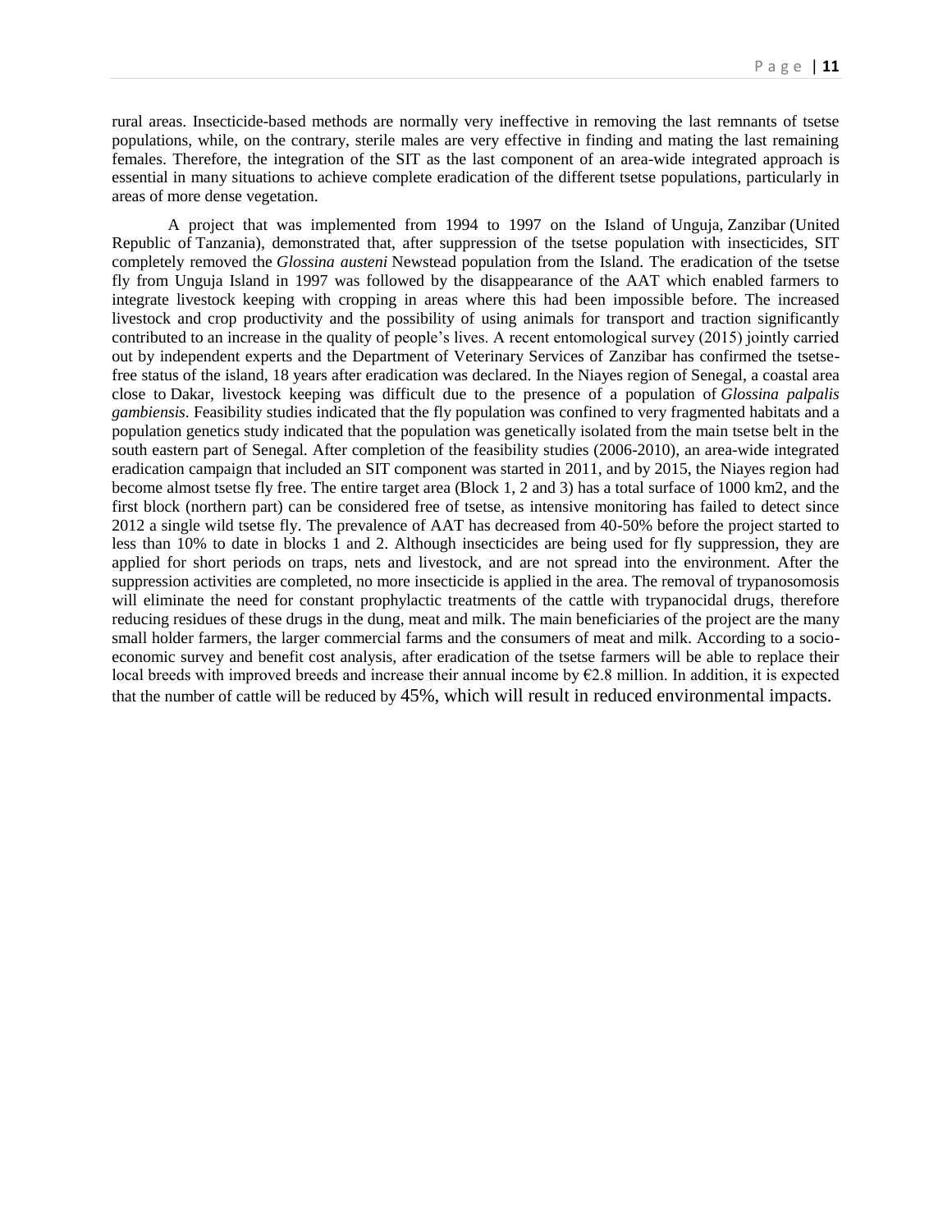rural areas. Insecticide-based methods are normally very ineffective in removing the last remnants of tsetse populations, while, on the contrary, sterile males are very effective in finding and mating the last remaining females. Therefore, the integration of the SIT as the last component of an area-wide integrated approach is essential in many situations to achieve complete eradication of the different tsetse populations, particularly in areas of more dense vegetation.

A project that was implemented from 1994 to 1997 on the Island of Unguja, Zanzibar (United Republic of Tanzania), demonstrated that, after suppression of the tsetse population with insecticides, SIT completely removed the *Glossina austeni* Newstead population from the Island. The eradication of the tsetse fly from Unguja Island in 1997 was followed by the disappearance of the AAT which enabled farmers to integrate livestock keeping with cropping in areas where this had been impossible before. The increased livestock and crop productivity and the possibility of using animals for transport and traction significantly contributed to an increase in the quality of people's lives. A recent entomological survey (2015) jointly carried out by independent experts and the Department of Veterinary Services of Zanzibar has confirmed the tsetse-free status of the island, 18 years after eradication was declared. In the Niayes region of Senegal, a coastal area close to Dakar, livestock keeping was difficult due to the presence of a population of *Glossina palpalis gambiensis*. Feasibility studies indicated that the fly population was confined to very fragmented habitats and a population genetics study indicated that the population was genetically isolated from the main tsetse belt in the south eastern part of Senegal. After completion of the feasibility studies (2006-2010), an area-wide integrated eradication campaign that included an SIT component was started in 2011, and by 2015, the Niayes region had become almost tsetse fly free. The entire target area (Block 1, 2 and 3) has a total surface of 1000 km2, and the first block (northern part) can be considered free of tsetse, as intensive monitoring has failed to detect since 2012 a single wild tsetse fly. The prevalence of AAT has decreased from 40-50% before the project started to less than 10% to date in blocks 1 and 2. Although insecticides are being used for fly suppression, they are applied for short periods on traps, nets and livestock, and are not spread into the environment. After the suppression activities are completed, no more insecticide is applied in the area. The removal of trypanosomosis will eliminate the need for constant prophylactic treatments of the cattle with trypanocidal drugs, therefore reducing residues of these drugs in the dung, meat and milk. The main beneficiaries of the project are the many small holder farmers, the larger commercial farms and the consumers of meat and milk. According to a socio-economic survey and benefit cost analysis, after eradication of the tsetse farmers will be able to replace their local breeds with improved breeds and increase their annual income by €2.8 million. In addition, it is expected that the number of cattle will be reduced by 45%, which will result in reduced environmental impacts.